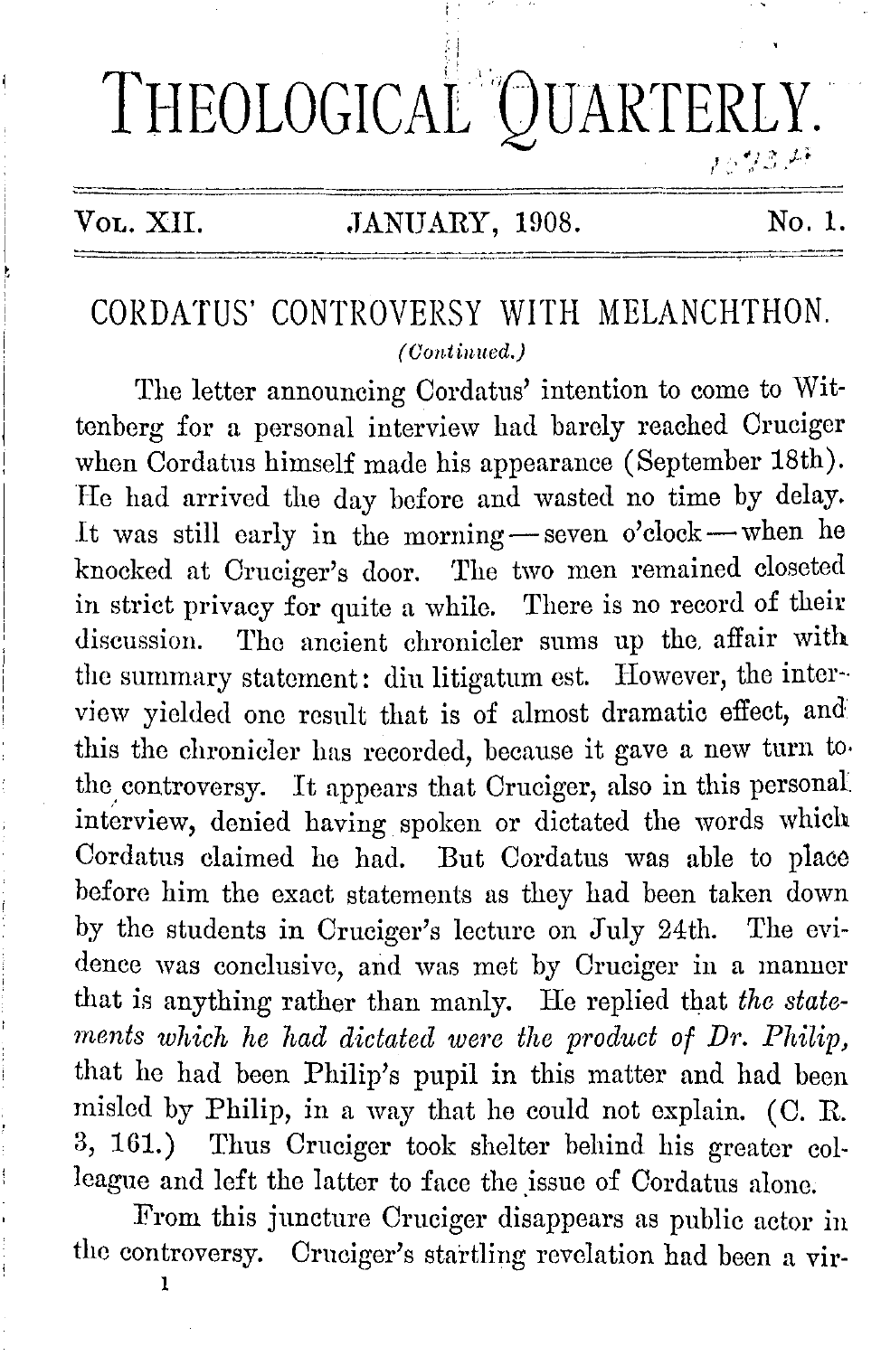# THEOLOGICAL QUARTERLY.

VOL. XII. JANUARY, 1908. No. 1.

## CORDATUS' CONTROVERSY WITH MELANCHTHON.

*(Continued.)*

The letter announcing Cordatus' intention to come to Wittenberg for a personal interview had barely reached Cruciger when Cordatus himself made his appearance (September 18th). He had arrived the day before and wasted no time by delay. It was still early in the morning — seven o'clock — when he knocked at Cruciger's door. The two men remained closeted in strict privacy for quite a while. There is no record of their discussion. The ancient chronicler sums up the affair with the summary statement: diu litigatum est. However, the interview yielded one result that is of almost dramatic effect, and this the chronicler has recorded, because it gave a new turn to the controversy. It appears that Cruciger, also in this personal interview, denied having spoken or dictated the words which Cordatus claimed he had. But Cordatus was able to place before him the exact statements as they had been taken down by the students in Cruciger's lecture on July 24th. The evidence was conclusive, and was met by Cruciger in a manner that is anything rather than manly. He replied that *the statements which he had dictated were the product of Dr. Philip,* that he had been Philip's pupil in this matter and had been misled by Philip, in a way that he could not explain. (C. R. 3, 161.) Thus Cruciger took shelter behind his greater colleague and left the latter to face the issue of Cordatus alone.

From this juncture Cruciger disappears as public actor in the controversy. Cruciger's startling revelation had been a vir-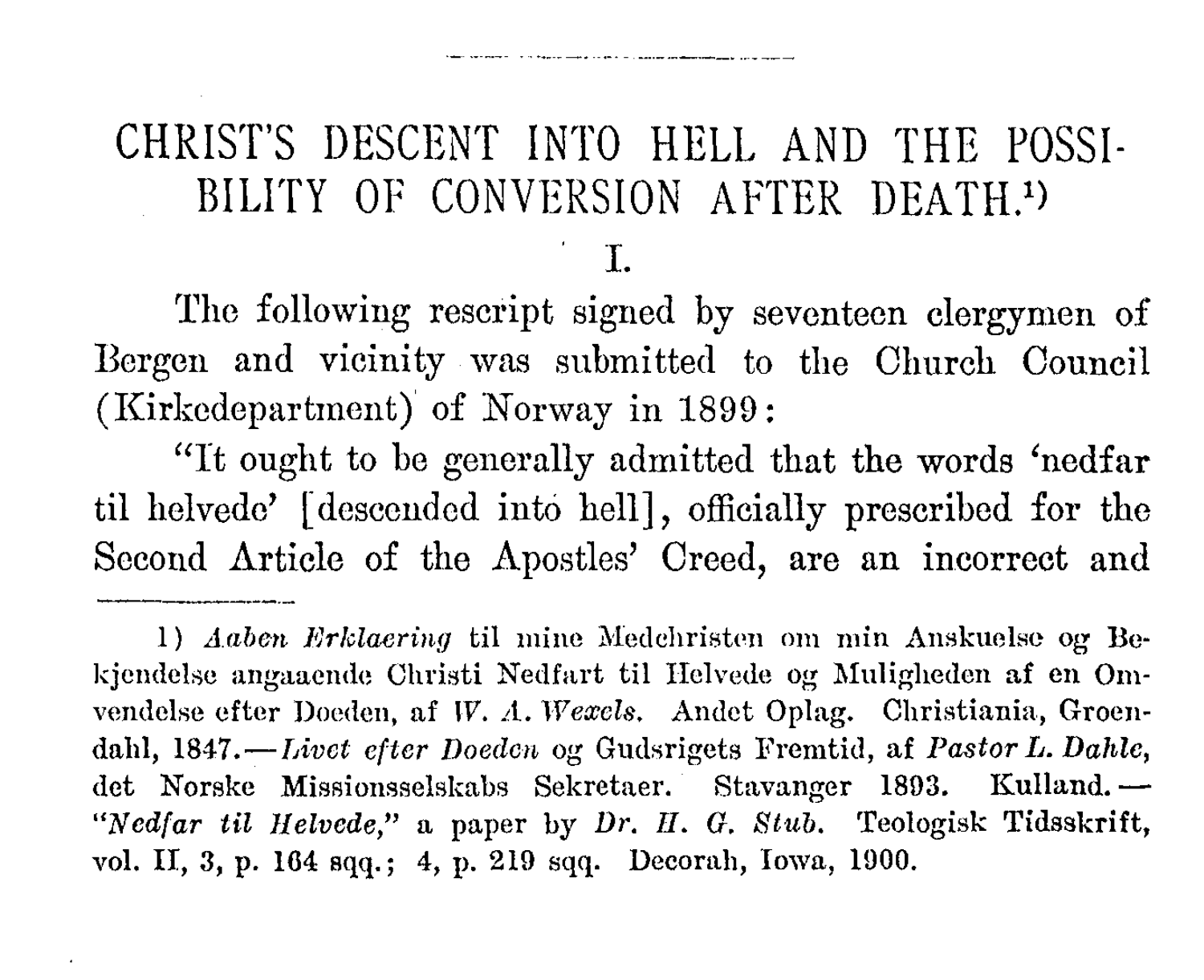# CHRIST'S DESCENT INTO HELL AND THE POSSIBILITY OF CONVERSION AFTER DEATH.[1]

## I.

The following rescript signed by seventeen clergymen of Bergen and vicinity was submitted to the Church Council (Kirkedepartment) of Norway in 1899:

"It ought to be generally admitted that the words 'nedfar til helvede' [descended into hell], officially prescribed for the Second Article of the Apostles' Creed, are an incorrect and

---

1) *Aaben Erklaering* til mine Medchristen om min Anskuelse og Bekjendelse angaaende Christi Nedfart til Helvede og Muligheden af en Omvendelse efter Doeden, af *W. A. Wexels.* Andet Oplag. Christiania, Groendahl, 1847.—*Livet efter Doeden* og Gudsrigets Fremtid, af *Pastor L. Dahle,* det Norske Missionsselskabs Sekretaer. Stavanger 1893. Kulland.—"*Nedfar til Helvede,*" a paper by *Dr. H. G. Stub.* Teologisk Tidsskrift, vol. II, 3, p. 164 sqq.; 4, p. 219 sqq. Decorah, Iowa, 1900.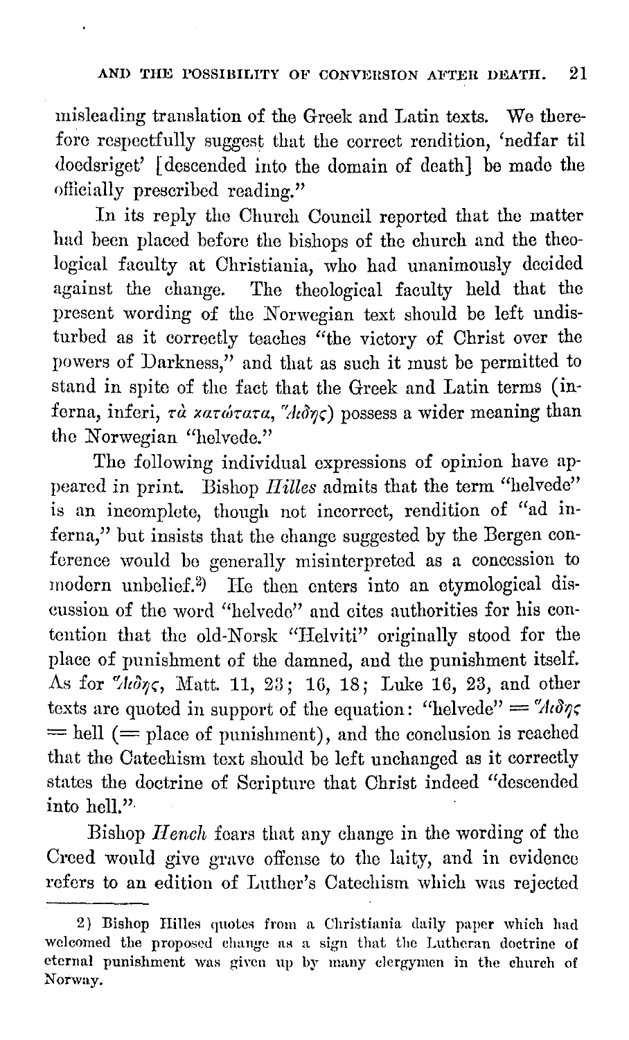misleading translation of the Greek and Latin texts. We therefore respectfully suggest that the correct rendition, 'nedfar til doedsriget' [descended into the domain of death] be made the officially prescribed reading."

In its reply the Church Council reported that the matter had been placed before the bishops of the church and the theological faculty at Christiania, who had unanimously decided against the change. The theological faculty held that the present wording of the Norwegian text should be left undisturbed as it correctly teaches "the victory of Christ over the powers of Darkness," and that as such it must be permitted to stand in spite of the fact that the Greek and Latin terms (inferna, inferi, τὰ κατώτατα, Ἅιδης) possess a wider meaning than the Norwegian "helvede."

The following individual expressions of opinion have appeared in print. Bishop *Hilles* admits that the term "helvede" is an incomplete, though not incorrect, rendition of "ad inferna," but insists that the change suggested by the Bergen conference would be generally misinterpreted as a concession to modern unbelief.[2] He then enters into an etymological discussion of the word "helvede" and cites authorities for his contention that the old-Norsk "Helviti" originally stood for the place of punishment of the damned, and the punishment itself. As for Ἅιδης, Matt. 11, 23; 16, 18; Luke 16, 23, and other texts are quoted in support of the equation: "helvede" = Ἅιδης = hell (= place of punishment), and the conclusion is reached that the Catechism text should be left unchanged as it correctly states the doctrine of Scripture that Christ indeed "descended into hell."

Bishop *Hench* fears that any change in the wording of the Creed would give grave offense to the laity, and in evidence refers to an edition of Luther's Catechism which was rejected

---

2) Bishop Hilles quotes from a Christiania daily paper which had welcomed the proposed change as a sign that the Lutheran doctrine of eternal punishment was given up by many clergymen in the church of Norway.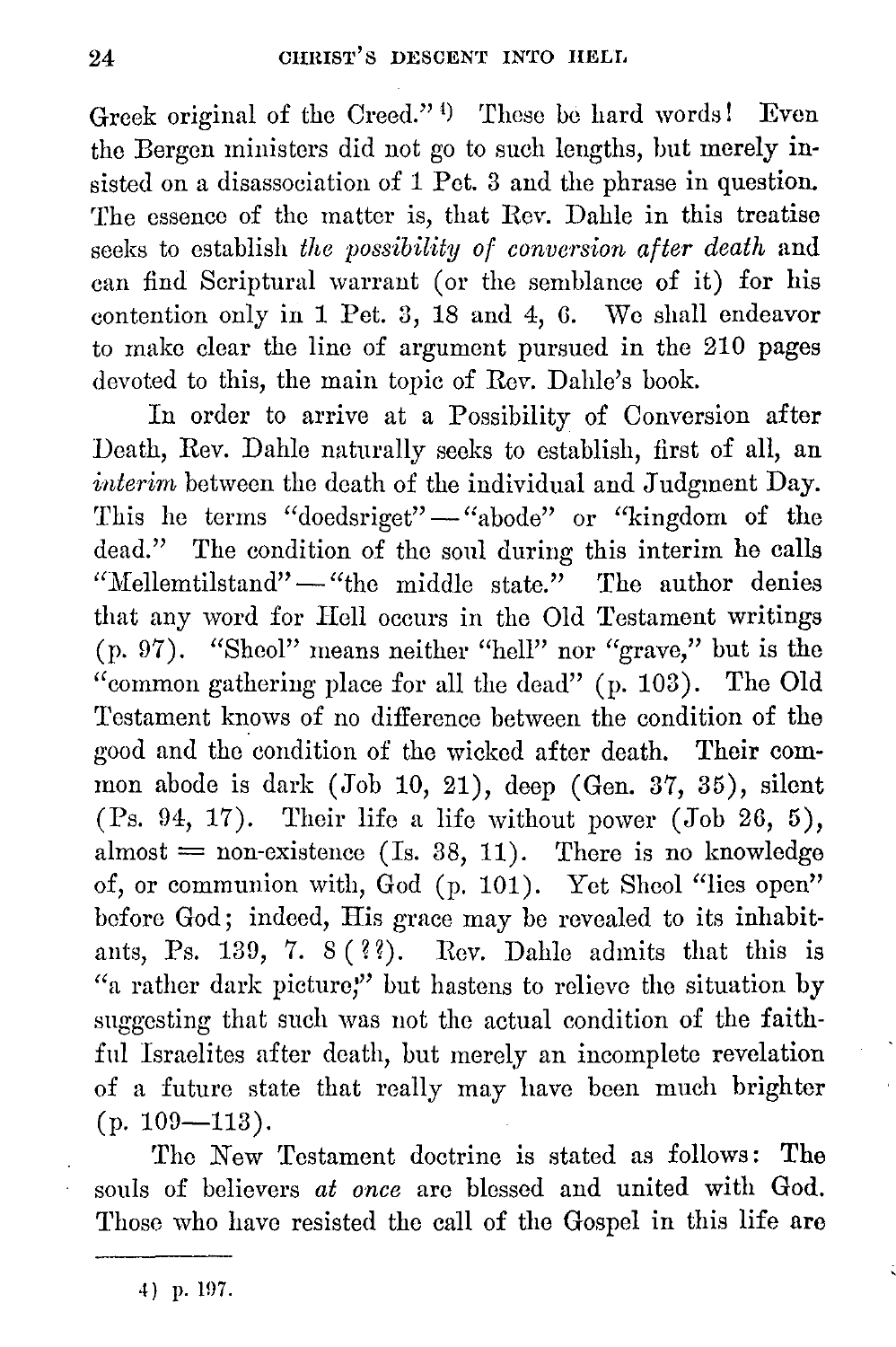Greek original of the Creed."[4] These be hard words! Even the Bergen ministers did not go to such lengths, but merely insisted on a disassociation of 1 Pet. 3 and the phrase in question. The essence of the matter is, that Rev. Dahle in this treatise seeks to establish *the possibility of conversion after death* and can find Scriptural warrant (or the semblance of it) for his contention only in 1 Pet. 3, 18 and 4, 6. We shall endeavor to make clear the line of argument pursued in the 210 pages devoted to this, the main topic of Rev. Dahle's book.

In order to arrive at a Possibility of Conversion after Death, Rev. Dahle naturally seeks to establish, first of all, an *interim* between the death of the individual and Judgment Day. This he terms "doedsriget"—"abode" or "kingdom of the dead." The condition of the soul during this interim he calls "Mellemtilstand"—"the middle state." The author denies that any word for Hell occurs in the Old Testament writings (p. 97). "Sheol" means neither "hell" nor "grave," but is the "common gathering place for all the dead" (p. 103). The Old Testament knows of no difference between the condition of the good and the condition of the wicked after death. Their common abode is dark (Job 10, 21), deep (Gen. 37, 35), silent (Ps. 94, 17). Their life a life without power (Job 26, 5), almost = non-existence (Is. 38, 11). There is no knowledge of, or communion with, God (p. 101). Yet Sheol "lies open" before God; indeed, His grace may be revealed to its inhabitants, Ps. 139, 7. 8 (??). Rev. Dahle admits that this is "a rather dark picture," but hastens to relieve the situation by suggesting that such was not the actual condition of the faithful Israelites after death, but merely an incomplete revelation of a future state that really may have been much brighter (p. 109—113).

The New Testament doctrine is stated as follows: The souls of believers *at once* are blessed and united with God. Those who have resisted the call of the Gospel in this life are

---

4) p. 197.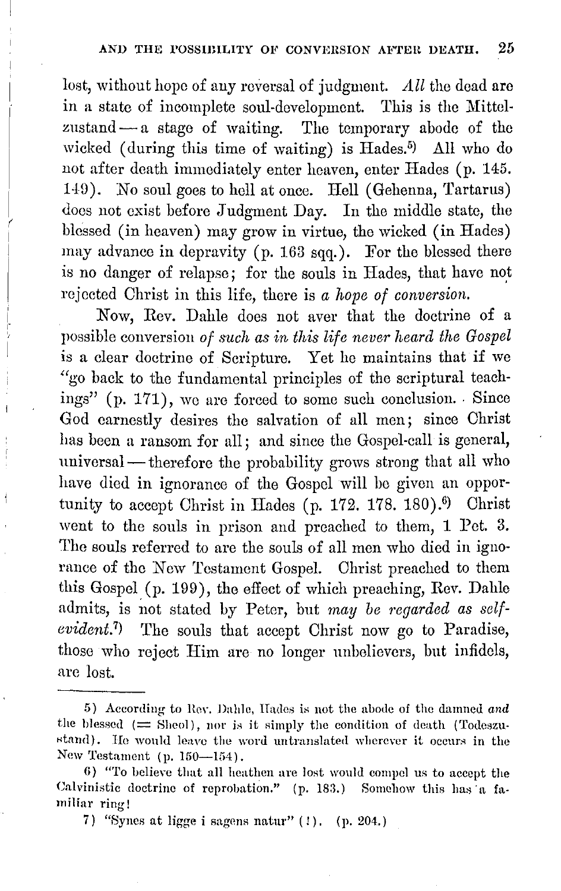lost, without hope of any reversal of judgment. *All* the dead are in a state of incomplete soul-development. This is the Mittelzustand — a stage of waiting. The temporary abode of the wicked (during this time of waiting) is Hades.[5] All who do not after death immediately enter heaven, enter Hades (p. 145. 149). No soul goes to hell at once. Hell (Gehenna, Tartarus) does not exist before Judgment Day. In the middle state, the blessed (in heaven) may grow in virtue, the wicked (in Hades) may advance in depravity (p. 163 sqq.). For the blessed there is no danger of relapse; for the souls in Hades, that have not rejected Christ in this life, there is *a hope of conversion*.

Now, Rev. Dahle does not aver that the doctrine of a possible conversion *of such as in this life never heard the Gospel* is a clear doctrine of Scripture. Yet he maintains that if we "go back to the fundamental principles of the scriptural teachings" (p. 171), we are forced to some such conclusion. Since God earnestly desires the salvation of all men; since Christ has been a ransom for all; and since the Gospel-call is general, universal — therefore the probability grows strong that all who have died in ignorance of the Gospel will be given an opportunity to accept Christ in Hades (p. 172. 178. 180).[6] Christ went to the souls in prison and preached to them, 1 Pet. 3. The souls referred to are the souls of all men who died in ignorance of the New Testament Gospel. Christ preached to them this Gospel (p. 199), the effect of which preaching, Rev. Dahle admits, is not stated by Peter, but *may be regarded as self-evident*.[7] The souls that accept Christ now go to Paradise, those who reject Him are no longer unbelievers, but infidels, are lost.

---

5) According to Rev. Dahle, Hades is not the abode of the damned *and* the blessed (= Sheol), nor is it simply the condition of death (Todeszustand). He would leave the word untranslated wherever it occurs in the New Testament (p. 150—154).

6) "To believe that all heathen are lost would compel us to accept the Calvinistic doctrine of reprobation." (p. 183.) Somehow this has a familiar ring!

7) "Synes at ligge i sagens natur" (!). (p. 204.)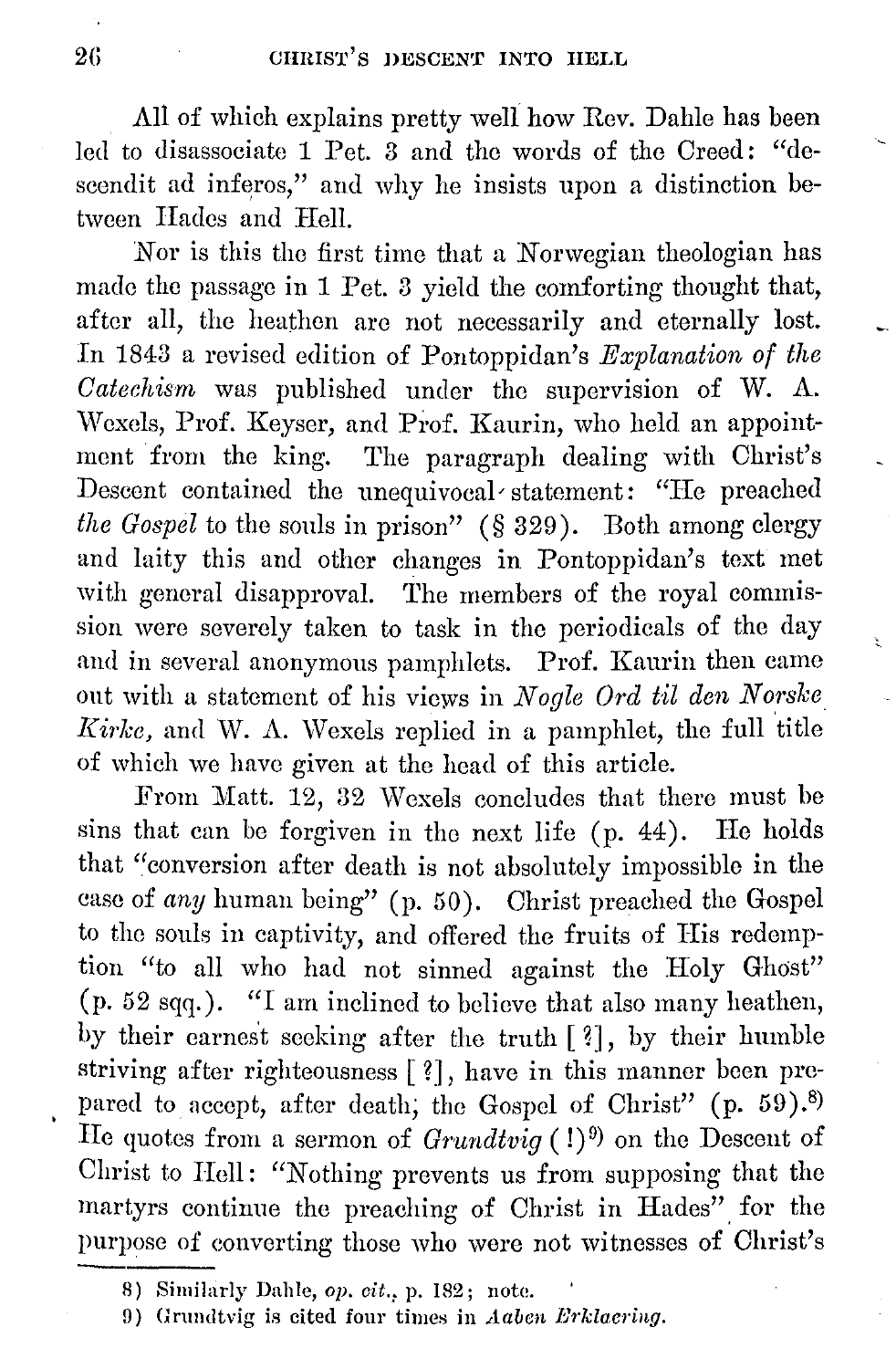All of which explains pretty well how Rev. Dahle has been led to disassociate 1 Pet. 3 and the words of the Creed: "descendit ad inferos," and why he insists upon a distinction between Hades and Hell.

Nor is this the first time that a Norwegian theologian has made the passage in 1 Pet. 3 yield the comforting thought that, after all, the heathen are not necessarily and eternally lost. In 1843 a revised edition of Pontoppidan's *Explanation of the Catechism* was published under the supervision of W. A. Wexels, Prof. Keyser, and Prof. Kaurin, who held an appointment from the king. The paragraph dealing with Christ's Descent contained the unequivocal statement: "He preached *the Gospel* to the souls in prison" (§ 329). Both among clergy and laity this and other changes in Pontoppidan's text met with general disapproval. The members of the royal commission were severely taken to task in the periodicals of the day and in several anonymous pamphlets. Prof. Kaurin then came out with a statement of his views in *Nogle Ord til den Norske Kirke,* and W. A. Wexels replied in a pamphlet, the full title of which we have given at the head of this article.

From Matt. 12, 32 Wexels concludes that there must be sins that can be forgiven in the next life (p. 44). He holds that "conversion after death is not absolutely impossible in the case of *any* human being" (p. 50). Christ preached the Gospel to the souls in captivity, and offered the fruits of His redemption "to all who had not sinned against the Holy Ghost" (p. 52 sqq.). "I am inclined to believe that also many heathen, by their earnest seeking after the truth [?], by their humble striving after righteousness [?], have in this manner been prepared to accept, after death, the Gospel of Christ" (p. 59).[8] He quotes from a sermon of *Grundtvig* (!)[9] on the Descent of Christ to Hell: "Nothing prevents us from supposing that the martyrs continue the preaching of Christ in Hades" for the purpose of converting those who were not witnesses of Christ's

8) Similarly Dahle, *op. cit.*, p. 182; note.

9) Grundtvig is cited four times in *Aaben Erklaering.*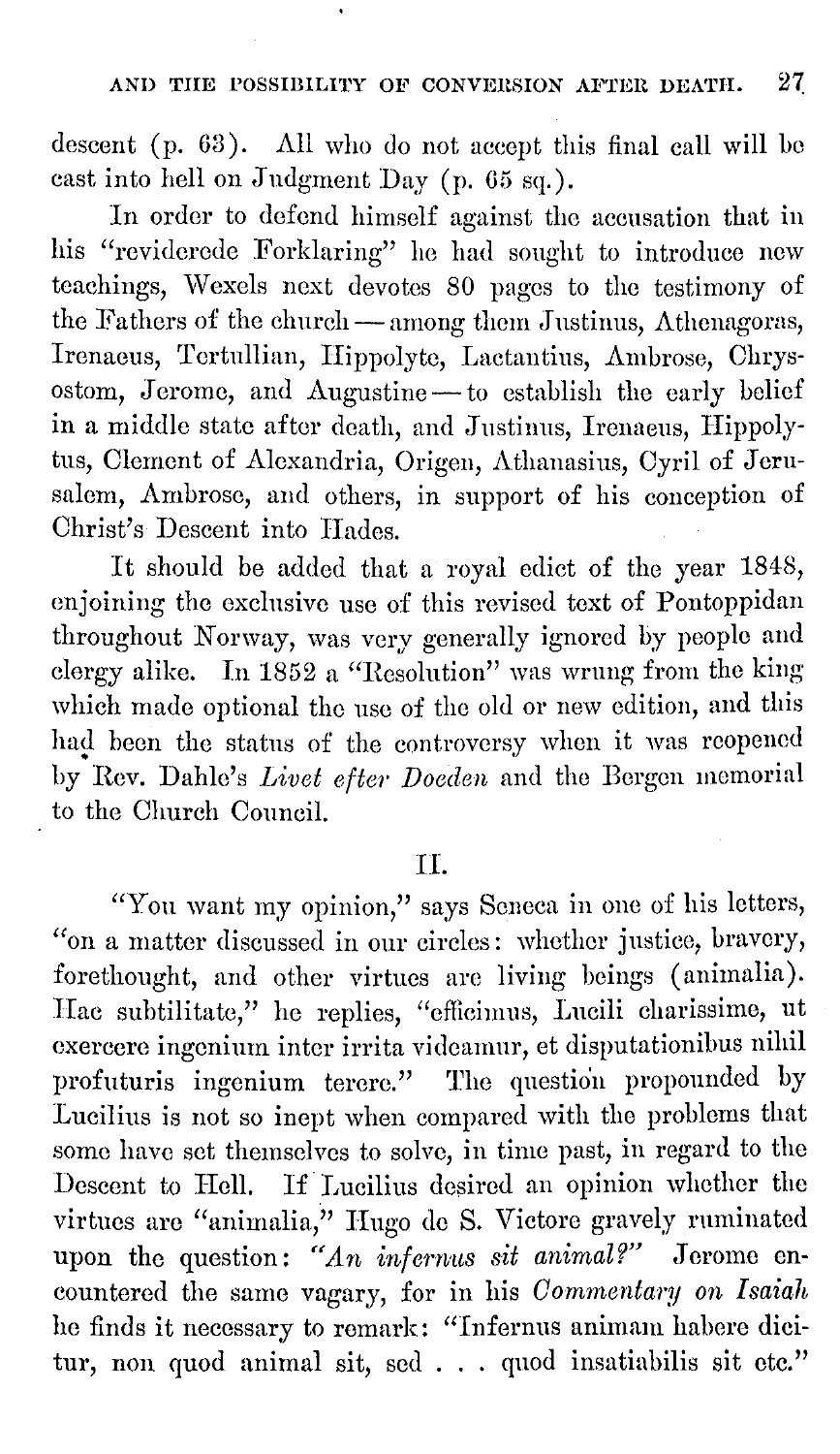descent (p. 63). All who do not accept this final call will be cast into hell on Judgment Day (p. 65 sq.).

In order to defend himself against the accusation that in his "reviderede Forklaring" he had sought to introduce new teachings, Wexels next devotes 80 pages to the testimony of the Fathers of the church — among them Justinus, Athenagoras, Irenaeus, Tertullian, Hippolyte, Lactantius, Ambrose, Chrysostom, Jerome, and Augustine — to establish the early belief in a middle state after death, and Justinus, Irenaeus, Hippolytus, Clement of Alexandria, Origen, Athanasius, Cyril of Jerusalem, Ambrose, and others, in support of his conception of Christ's Descent into Hades.

It should be added that a royal edict of the year 1848, enjoining the exclusive use of this revised text of Pontoppidan throughout Norway, was very generally ignored by people and clergy alike. In 1852 a "Resolution" was wrung from the king which made optional the use of the old or new edition, and this had been the status of the controversy when it was reopened by Rev. Dahle's *Livet efter Doeden* and the Bergen memorial to the Church Council.

## II.

"You want my opinion," says Seneca in one of his letters, "on a matter discussed in our circles: whether justice, bravery, forethought, and other virtues are living beings (animalia). Hac subtilitate," he replies, "efficimus, Lucili charissime, ut exercere ingenium inter irrita videamur, et disputationibus nihil profuturis ingenium terere." The question propounded by Lucilius is not so inept when compared with the problems that some have set themselves to solve, in time past, in regard to the Descent to Hell. If Lucilius desired an opinion whether the virtues are "animalia," Hugo de S. Victore gravely ruminated upon the question: *"An infernus sit animal?"* Jerome encountered the same vagary, for in his *Commentary on Isaiah* he finds it necessary to remark: "Infernus animam habere dicitur, non quod animal sit, sed . . . quod insatiabilis sit etc."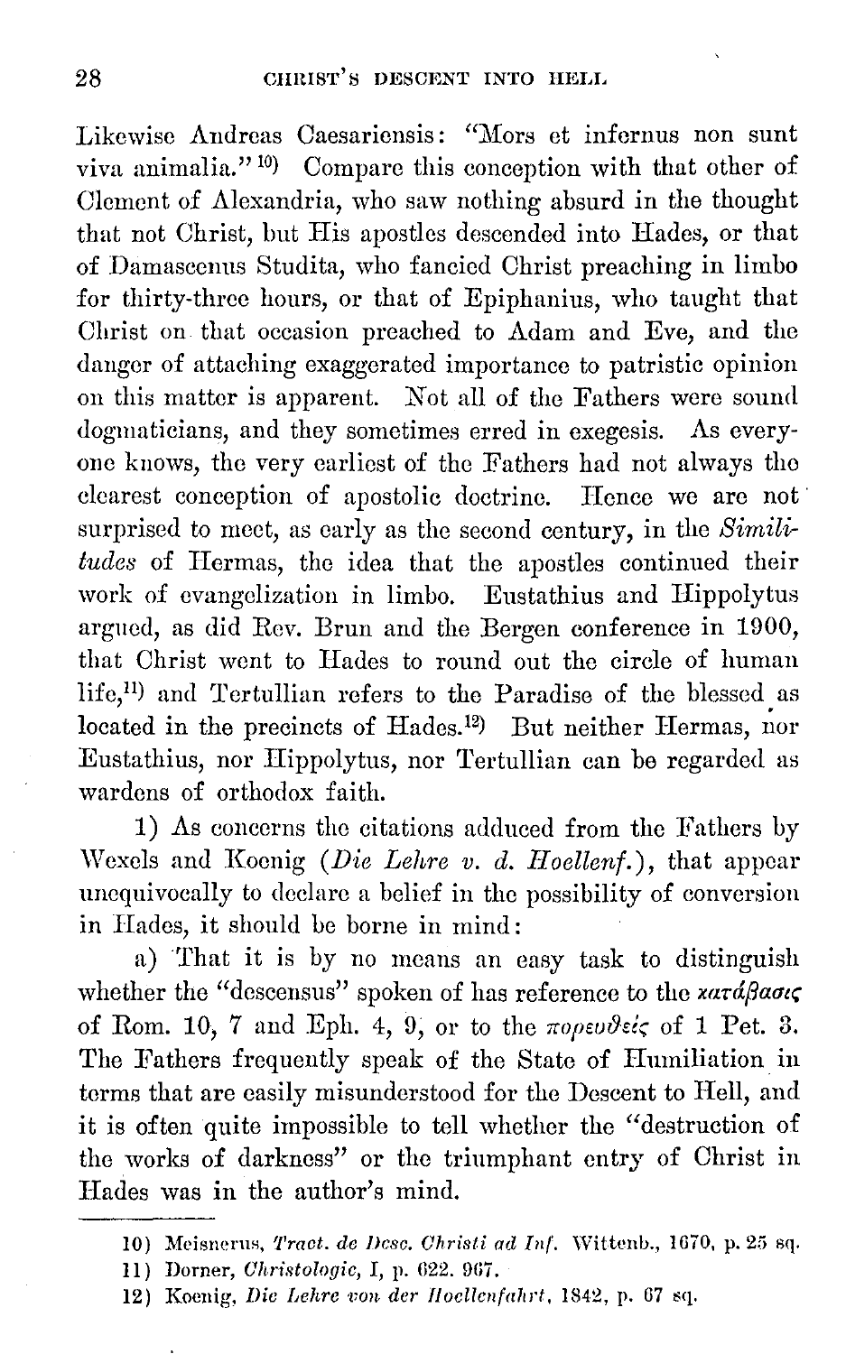Likewise Andreas Caesariensis: "Mors et infernus non sunt viva animalia."[10] Compare this conception with that other of Clement of Alexandria, who saw nothing absurd in the thought that not Christ, but His apostles descended into Hades, or that of Damascenus Studita, who fancied Christ preaching in limbo for thirty-three hours, or that of Epiphanius, who taught that Christ on that occasion preached to Adam and Eve, and the danger of attaching exaggerated importance to patristic opinion on this matter is apparent. Not all of the Fathers were sound dogmaticians, and they sometimes erred in exegesis. As everyone knows, the very earliest of the Fathers had not always the clearest conception of apostolic doctrine. Hence we are not surprised to meet, as early as the second century, in the *Similitudes* of Hermas, the idea that the apostles continued their work of evangelization in limbo. Eustathius and Hippolytus argued, as did Rev. Brun and the Bergen conference in 1900, that Christ went to Hades to round out the circle of human life,[11] and Tertullian refers to the Paradise of the blessed as located in the precincts of Hades.[12] But neither Hermas, nor Eustathius, nor Hippolytus, nor Tertullian can be regarded as wardens of orthodox faith.

1) As concerns the citations adduced from the Fathers by Wexels and Koenig (*Die Lehre v. d. Hoellenf.*), that appear unequivocally to declare a belief in the possibility of conversion in Hades, it should be borne in mind:

a) That it is by no means an easy task to distinguish whether the "descensus" spoken of has reference to the κατάβασις of Rom. 10, 7 and Eph. 4, 9, or to the πορευθείς of 1 Pet. 3. The Fathers frequently speak of the State of Humiliation in terms that are easily misunderstood for the Descent to Hell, and it is often quite impossible to tell whether the "destruction of the works of darkness" or the triumphant entry of Christ in Hades was in the author's mind.

---

10) Meisnerus, *Tract. de Desc. Christi ad Inf.* Wittenb., 1670, p. 25 sq.

11) Dorner, *Christologie*, I, p. 622. 967.

12) Koenig, *Die Lehre von der Hoellenfahrt*, 1842, p. 67 sq.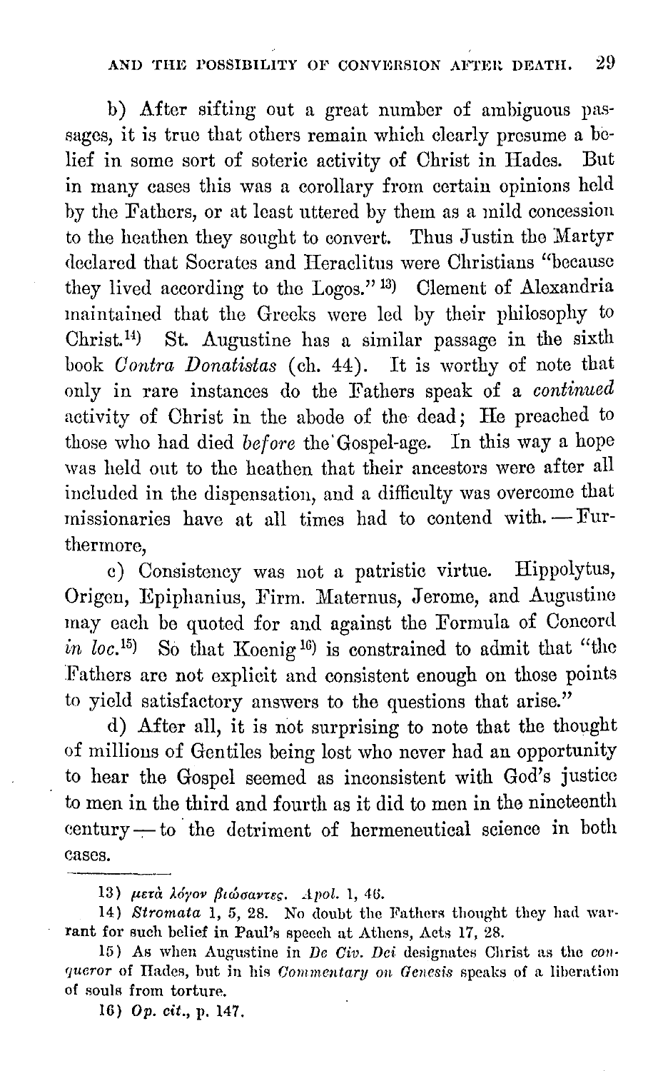b) After sifting out a great number of ambiguous passages, it is true that others remain which clearly presume a belief in some sort of soteric activity of Christ in Hades. But in many cases this was a corollary from certain opinions held by the Fathers, or at least uttered by them as a mild concession to the heathen they sought to convert. Thus Justin the Martyr declared that Socrates and Heraclitus were Christians "because they lived according to the Logos."[13] Clement of Alexandria maintained that the Greeks were led by their philosophy to Christ.[14] St. Augustine has a similar passage in the sixth book *Contra Donatistas* (ch. 44). It is worthy of note that only in rare instances do the Fathers speak of a *continued* activity of Christ in the abode of the dead; He preached to those who had died *before* the Gospel-age. In this way a hope was held out to the heathen that their ancestors were after all included in the dispensation, and a difficulty was overcome that missionaries have at all times had to contend with. — Furthermore,

c) Consistency was not a patristic virtue. Hippolytus, Origen, Epiphanius, Firm. Maternus, Jerome, and Augustine may each be quoted for and against the Formula of Concord *in loc.*[15] So that Koenig[16] is constrained to admit that "the Fathers are not explicit and consistent enough on those points to yield satisfactory answers to the questions that arise."

d) After all, it is not surprising to note that the thought of millions of Gentiles being lost who never had an opportunity to hear the Gospel seemed as inconsistent with God's justice to men in the third and fourth as it did to men in the nineteenth century — to the detriment of hermeneutical science in both cases.

---

13) *μετὰ λόγου βιώσαντες. Apol.* 1, 46.

14) *Stromata* 1, 5, 28. No doubt the Fathers thought they had warrant for such belief in Paul's speech at Athens, Acts 17, 28.

15) As when Augustine in *De Civ. Dei* designates Christ as the *conqueror* of Hades, but in his *Commentary on Genesis* speaks of a liberation of souls from torture.

16) *Op. cit.*, p. 147.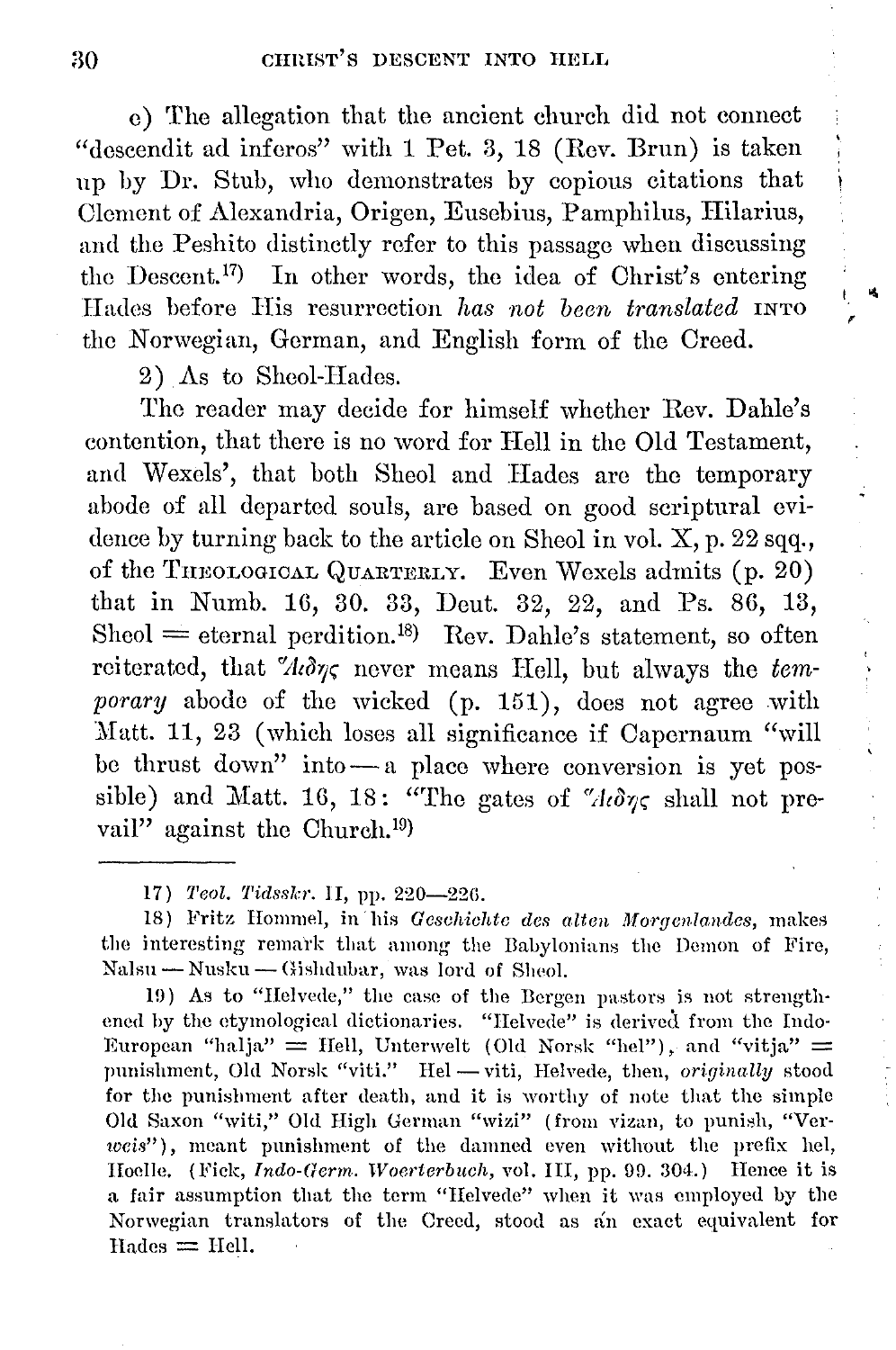c) The allegation that the ancient church did not connect "descendit ad inferos" with 1 Pet. 3, 18 (Rev. Brun) is taken up by Dr. Stub, who demonstrates by copious citations that Clement of Alexandria, Origen, Eusebius, Pamphilus, Hilarius, and the Peshito distinctly refer to this passage when discussing the Descent.[17] In other words, the idea of Christ's entering Hades before His resurrection *has not been translated* INTO the Norwegian, German, and English form of the Creed.

2) As to Sheol-Hades.

The reader may decide for himself whether Rev. Dahle's contention, that there is no word for Hell in the Old Testament, and Wexels', that both Sheol and Hades are the temporary abode of all departed souls, are based on good scriptural evidence by turning back to the article on Sheol in vol. X, p. 22 sqq., of the THEOLOGICAL QUARTERLY. Even Wexels admits (p. 20) that in Numb. 16, 30. 33, Deut. 32, 22, and Ps. 86, 13, Sheol = eternal perdition.[18] Rev. Dahle's statement, so often reiterated, that Ἅιδης never means Hell, but always the *temporary* abode of the wicked (p. 151), does not agree with Matt. 11, 23 (which loses all significance if Capernaum "will be thrust down" into — a place where conversion is yet possible) and Matt. 16, 18: "The gates of Ἅιδης shall not prevail" against the Church.[19]

---

17) *Teol. Tidsskr.* II, pp. 220—226.

18) Fritz Hommel, in his *Geschichte des alten Morgenlandes*, makes the interesting remark that among the Babylonians the Demon of Fire, Nalsu — Nusku — Gishdubar, was lord of Sheol.

19) As to "Helvede," the case of the Bergen pastors is not strengthened by the etymological dictionaries. "Helvede" is derived from the Indo-European "halja" = Hell, Unterwelt (Old Norsk "hel"), and "vitja" = punishment, Old Norsk "viti." Hel — viti, Helvede, then, *originally* stood for the punishment after death, and it is worthy of note that the simple Old Saxon "witi," Old High German "wizi" (from vizan, to punish, "Verweis"), meant punishment of the damned even without the prefix hel, Hoelle. (Fick, *Indo-Germ. Woerterbuch*, vol. III, pp. 99. 304.) Hence it is a fair assumption that the term "Helvede" when it was employed by the Norwegian translators of the Creed, stood as an exact equivalent for Hades = Hell.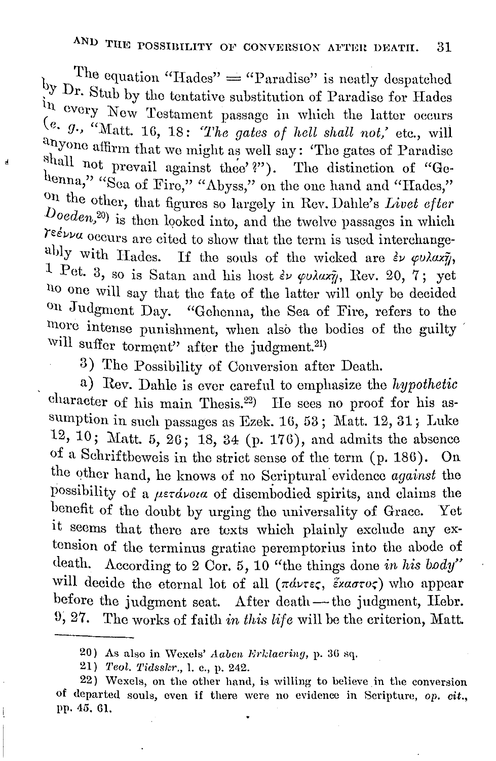The equation "Hades" = "Paradise" is neatly despatched by Dr. Stub by the tentative substitution of Paradise for Hades in every New Testament passage in which the latter occurs (*e. g.*, "Matt. 16, 18: *'The gates of hell shall not,'* etc., will anyone affirm that we might as well say: 'The gates of Paradise shall not prevail against thee'?"). The distinction of "Gehenna," "Sea of Fire," "Abyss," on the one hand and "Hades," on the other, that figures so largely in Rev. Dahle's *Livet efter Doeden,*[20] is then looked into, and the twelve passages in which γέεννα occurs are cited to show that the term is used interchangeably with Hades. If the souls of the wicked are ἐν φυλακῇ, 1 Pet. 3, so is Satan and his host ἐν φυλακῇ, Rev. 20, 7; yet no one will say that the fate of the latter will only be decided on Judgment Day. "Gehenna, the Sea of Fire, refers to the more intense punishment, when also the bodies of the guilty will suffer torment" after the judgment.[21]

3) The Possibility of Conversion after Death.

a) Rev. Dahle is ever careful to emphasize the *hypothetic* character of his main Thesis.[22] He sees no proof for his assumption in such passages as Ezek. 16, 53; Matt. 12, 31; Luke 12, 10; Matt. 5, 26; 18, 34 (p. 176), and admits the absence of a Schriftbeweis in the strict sense of the term (p. 186). On the other hand, he knows of no Scriptural evidence *against* the possibility of a μετάνοια of disembodied spirits, and claims the benefit of the doubt by urging the universality of Grace. Yet it seems that there are texts which plainly exclude any extension of the terminus gratiae peremptorius into the abode of death. According to 2 Cor. 5, 10 "the things done *in his body*" will decide the eternal lot of all (πάντες, ἕκαστος) who appear before the judgment seat. After death — the judgment, Hebr. 9, 27. The works of faith *in this life* will be the criterion, Matt.

---

20) As also in Wexels' *Aaben Erklaering*, p. 36 sq.

21) *Teol. Tidsskr.*, l. c., p. 242.

22) Wexels, on the other hand, is willing to believe in the conversion of departed souls, even if there were no evidence in Scripture, *op. cit.*, pp. 45, 61.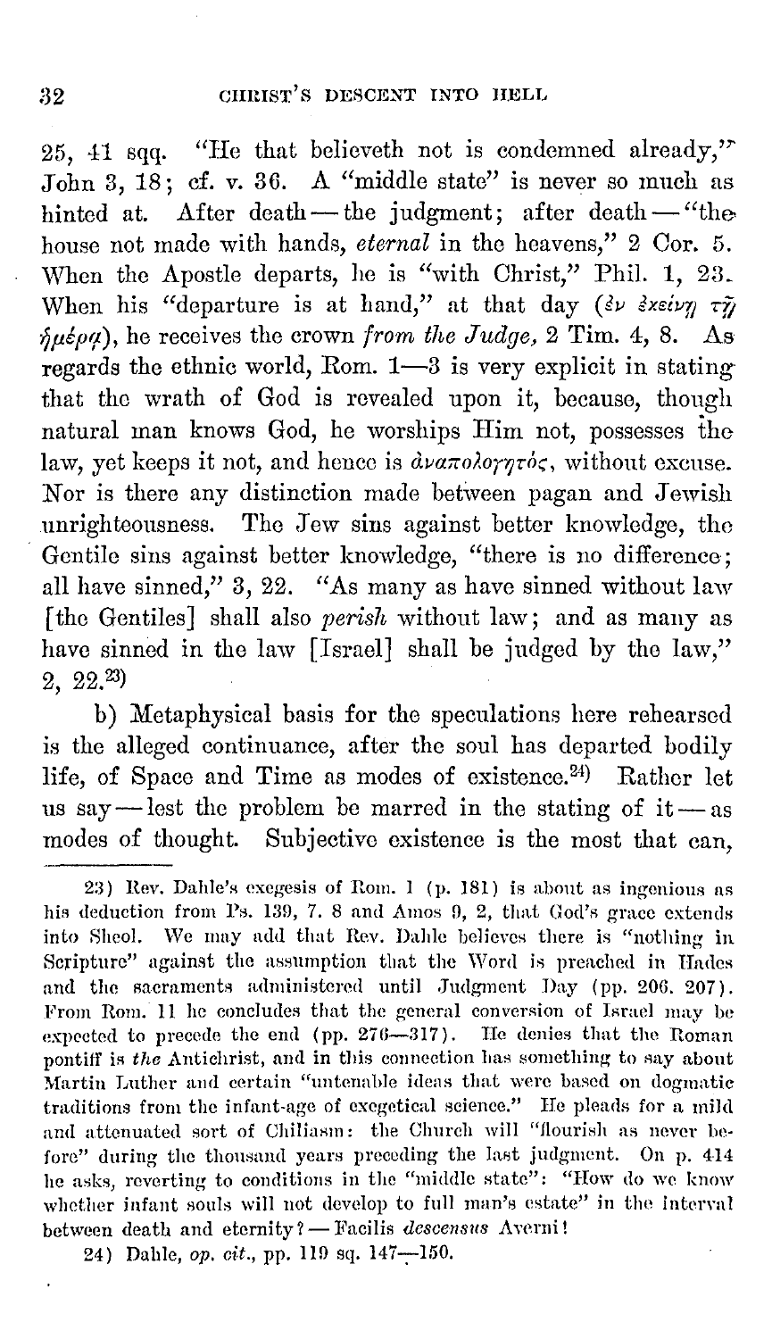25, 41 sqq. "He that believeth not is condemned already," John 3, 18; cf. v. 36. A "middle state" is never so much as hinted at. After death — the judgment; after death — "the house not made with hands, *eternal* in the heavens," 2 Cor. 5. When the Apostle departs, he is "with Christ," Phil. 1, 23. When his "departure is at hand," at that day (ἐν ἐκείνῃ τῇ ἡμέρᾳ), he receives the crown *from the Judge,* 2 Tim. 4, 8. As regards the ethnic world, Rom. 1—3 is very explicit in stating that the wrath of God is revealed upon it, because, though natural man knows God, he worships Him not, possesses the law, yet keeps it not, and hence is ἀναπολόγητος, without excuse. Nor is there any distinction made between pagan and Jewish unrighteousness. The Jew sins against better knowledge, the Gentile sins against better knowledge, "there is no difference; all have sinned," 3, 22. "As many as have sinned without law [the Gentiles] shall also *perish* without law; and as many as have sinned in the law [Israel] shall be judged by the law," 2, 22.[23]

b) Metaphysical basis for the speculations here rehearsed is the alleged continuance, after the soul has departed bodily life, of Space and Time as modes of existence.[24] Rather let us say — lest the problem be marred in the stating of it — as modes of thought. Subjective existence is the most that can,

---

23) Rev. Dahle's exegesis of Rom. 1 (p. 181) is about as ingenious as his deduction from Ps. 139, 7. 8 and Amos 9, 2, that God's grace extends into Sheol. We may add that Rev. Dahle believes there is "nothing in Scripture" against the assumption that the Word is preached in Hades and the sacraments administered until Judgment Day (pp. 206. 207). From Rom. 11 he concludes that the general conversion of Israel may be expected to precede the end (pp. 276—317). He denies that the Roman pontiff is *the* Antichrist, and in this connection has something to say about Martin Luther and certain "untenable ideas that were based on dogmatic traditions from the infant-age of exegetical science." He pleads for a mild and attenuated sort of Chiliasm: the Church will "flourish as never before" during the thousand years preceding the last judgment. On p. 414 he asks, reverting to conditions in the "middle state": "How do we know whether infant souls will not develop to full man's estate" in the interval between death and eternity? — Facilis *descensus* Averni!

24) Dahle, *op. cit.*, pp. 119 sq. 147—150.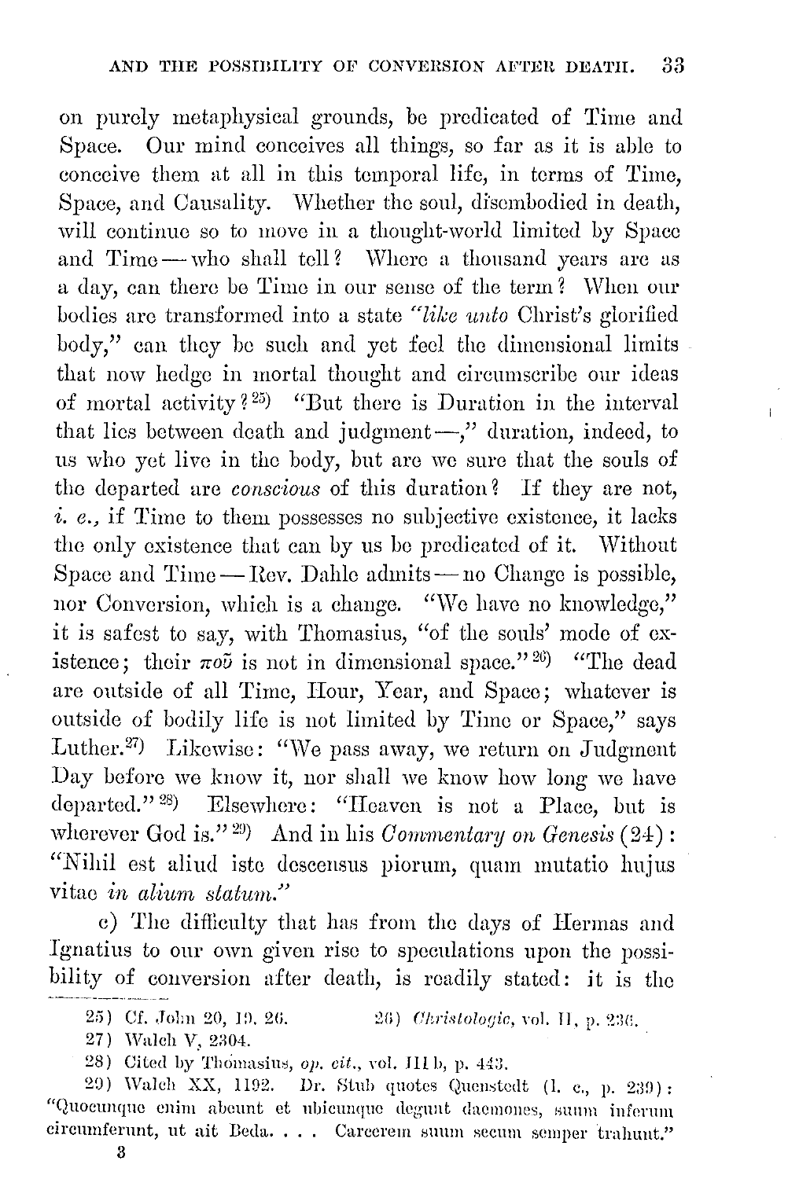on purely metaphysical grounds, be predicated of Time and Space. Our mind conceives all things, so far as it is able to conceive them at all in this temporal life, in terms of Time, Space, and Causality. Whether the soul, disembodied in death, will continue so to move in a thought-world limited by Space and Time — who shall tell? Where a thousand years are as a day, can there be Time in our sense of the term? When our bodies are transformed into a state *"like unto* Christ's glorified body," can they be such and yet feel the dimensional limits that now hedge in mortal thought and circumscribe our ideas of mortal activity?[25]) "But there is Duration in the interval that lies between death and judgment —," duration, indeed, to us who yet live in the body, but are we sure that the souls of the departed are *conscious* of this duration? If they are not, *i. e.,* if Time to them possesses no subjective existence, it lacks the only existence that can by us be predicated of it. Without Space and Time — Rev. Dahle admits — no Change is possible, nor Conversion, which is a change. "We have no knowledge," it is safest to say, with Thomasius, "of the souls' mode of existence; their πoῦ is not in dimensional space."[26]) "The dead are outside of all Time, Hour, Year, and Space; whatever is outside of bodily life is not limited by Time or Space," says Luther.[27]) Likewise: "We pass away, we return on Judgment Day before we know it, nor shall we know how long we have departed."[28]) Elsewhere: "Heaven is not a Place, but is wherever God is."[29]) And in his *Commentary on Genesis* (24): "Nihil est aliud iste descensus piorum, quam mutatio hujus vitae *in alium statum.*"

c) The difficulty that has from the days of Hermas and Ignatius to our own given rise to speculations upon the possibility of conversion after death, is readily stated: it is the

---

25) Cf. John 20, 19. 26.

26) *Christologie*, vol. II, p. 236.

27) Walch V, 2304.

28) Cited by Thomasius, *op. cit.*, vol. III b, p. 443.

29) Walch XX, 1192. Dr. Stub quotes Quenstedt (l. c., p. 239): "Quocunque enim abeunt et ubicunque degunt daemones, suum inferum circumferunt, ut ait Beda. . . . Carcerem suum secum semper trahunt."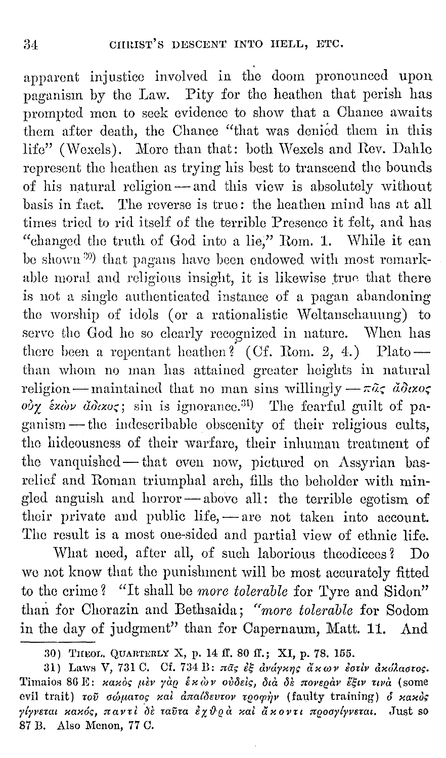apparent injustice involved in the doom pronounced upon paganism by the Law. Pity for the heathen that perish has prompted men to seek evidence to show that a Chance awaits them after death, the Chance "that was denied them in this life" (Wexels). More than that: both Wexels and Rev. Dahle represent the heathen as trying his best to transcend the bounds of his natural religion — and this view is absolutely without basis in fact. The reverse is true: the heathen mind has at all times tried to rid itself of the terrible Presence it felt, and has "changed the truth of God into a lie," Rom. 1. While it can be shown [30] that pagans have been endowed with most remarkable moral and religious insight, it is likewise true that there is not a single authenticated instance of a pagan abandoning the worship of idols (or a rationalistic Weltanschauung) to serve the God he so clearly recognized in nature. When has there been a repentant heathen? (Cf. Rom. 2, 4.) Plato — than whom no man has attained greater heights in natural religion — maintained that no man sins willingly — πᾶς ἄδικος οὐχ ἑκὼν ἄδικος; sin is ignorance.[31] The fearful guilt of paganism — the indescribable obscenity of their religious cults, the hideousness of their warfare, their inhuman treatment of the vanquished — that even now, pictured on Assyrian bas-relief and Roman triumphal arch, fills the beholder with mingled anguish and horror — above all: the terrible egotism of their private and public life, — are not taken into account. The result is a most one-sided and partial view of ethnic life.

What need, after all, of such laborious theodicees? Do we not know that the punishment will be most accurately fitted to the crime? "It shall be *more tolerable* for Tyre and Sidon" than for Chorazin and Bethsaida; "*more tolerable* for Sodom in the day of judgment" than for Capernaum, Matt. 11. And

---

30) Theol. Quarterly X, p. 14 ff. 80 ff.; XI, p. 78. 155.

31) Laws V, 731 C. Cf. 734 B: πᾶς ἐξ ἀνάγκης ἄκων ἐστὶν ἀκόλαστος. Timaios 86 E: κακὸς μὲν γὰρ ἑκὼν οὐδείς, διὰ δὲ πονηρὰν ἕξιν τινὰ (some evil trait) τοῦ σώματος καὶ ἀπαίδευτον τροφὴν (faulty training) ὁ κακὸς γίγνεται κακός, παντὶ δὲ ταῦτα ἐχθρὰ καὶ ἄκοντι προσγίγνεται. Just so 87 B. Also Menon, 77 C.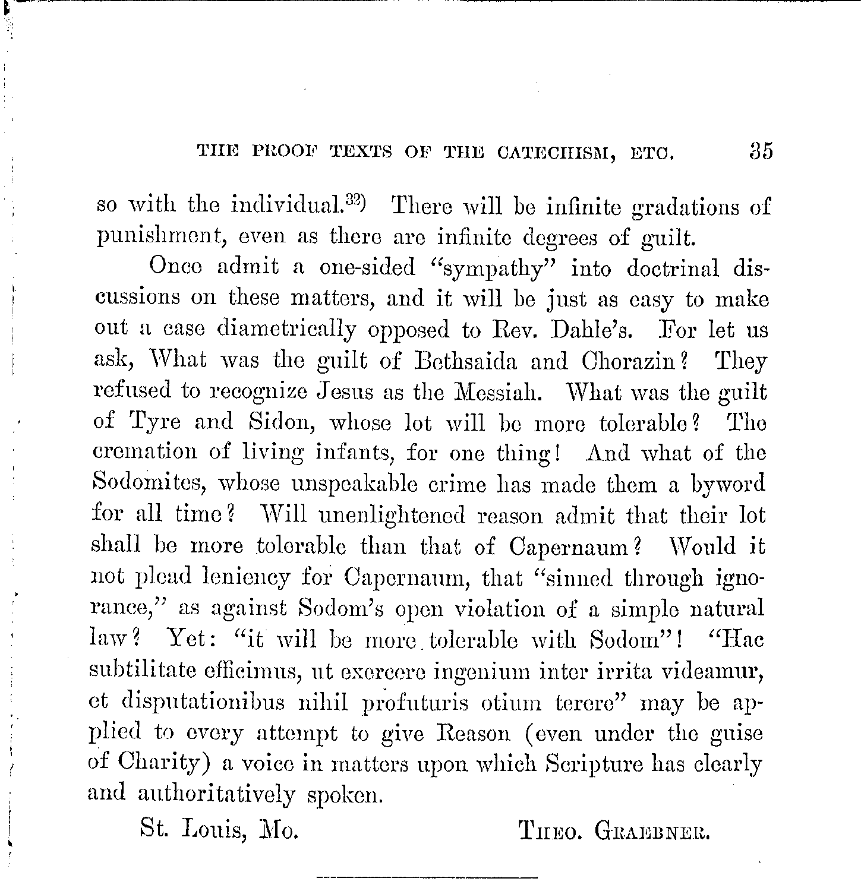so with the individual.[32] There will be infinite gradations of punishment, even as there are infinite degrees of guilt.

Once admit a one-sided "sympathy" into doctrinal discussions on these matters, and it will be just as easy to make out a case diametrically opposed to Rev. Dahle's. For let us ask, What was the guilt of Bethsaida and Chorazin? They refused to recognize Jesus as the Messiah. What was the guilt of Tyre and Sidon, whose lot will be more tolerable? The cremation of living infants, for one thing! And what of the Sodomites, whose unspeakable crime has made them a byword for all time? Will unenlightened reason admit that their lot shall be more tolerable than that of Capernaum? Would it not plead leniency for Capernaum, that "sinned through ignorance," as against Sodom's open violation of a simple natural law? Yet: "it will be more tolerable with Sodom"! "Hac subtilitate efficimus, ut exercere ingenium inter irrita videamur, et disputationibus nihil profuturis otium terere" may be applied to every attempt to give Reason (even under the guise of Charity) a voice in matters upon which Scripture has clearly and authoritatively spoken.

St. Louis, Mo. THEO. GRAEBNER.